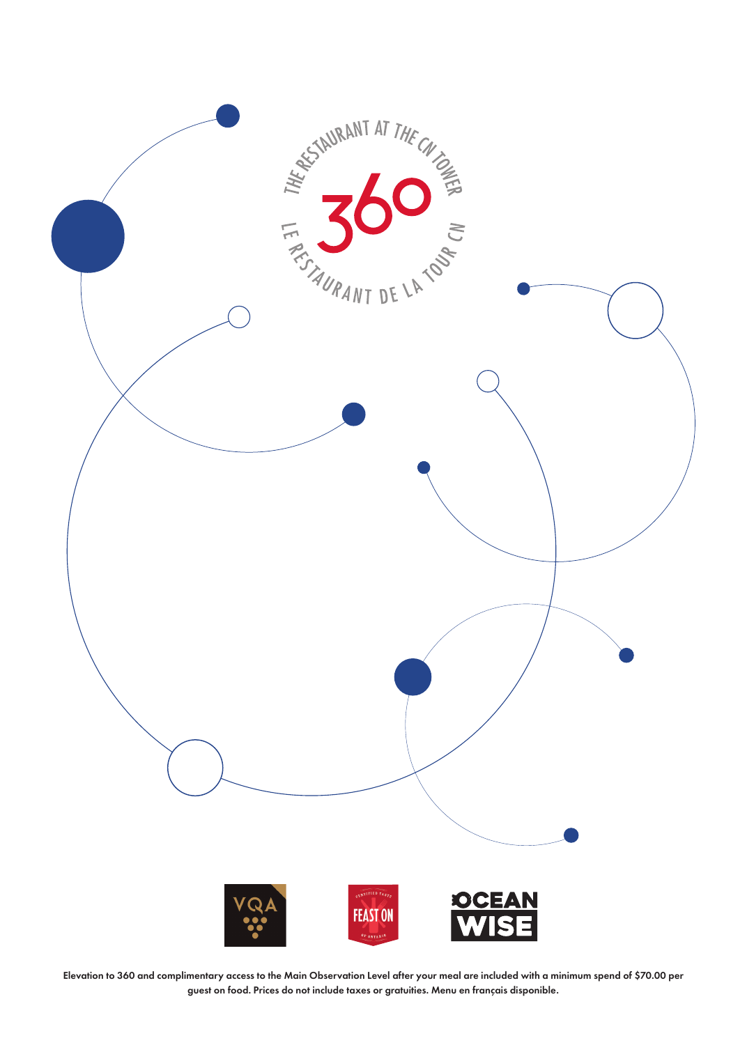THE RESTAURANT AT THE CN TOWER

# 360

LE RESTAURANT DE LA TOUR CN

VQA

FEAST ON

OCEAN WISE

**Elevation to 360 and complimentary access to the Main Observation Level after your meal are included with a minimum spend of $70.00 per guest on food. Prices do not include taxes or gratuities. Menu en français disponible.**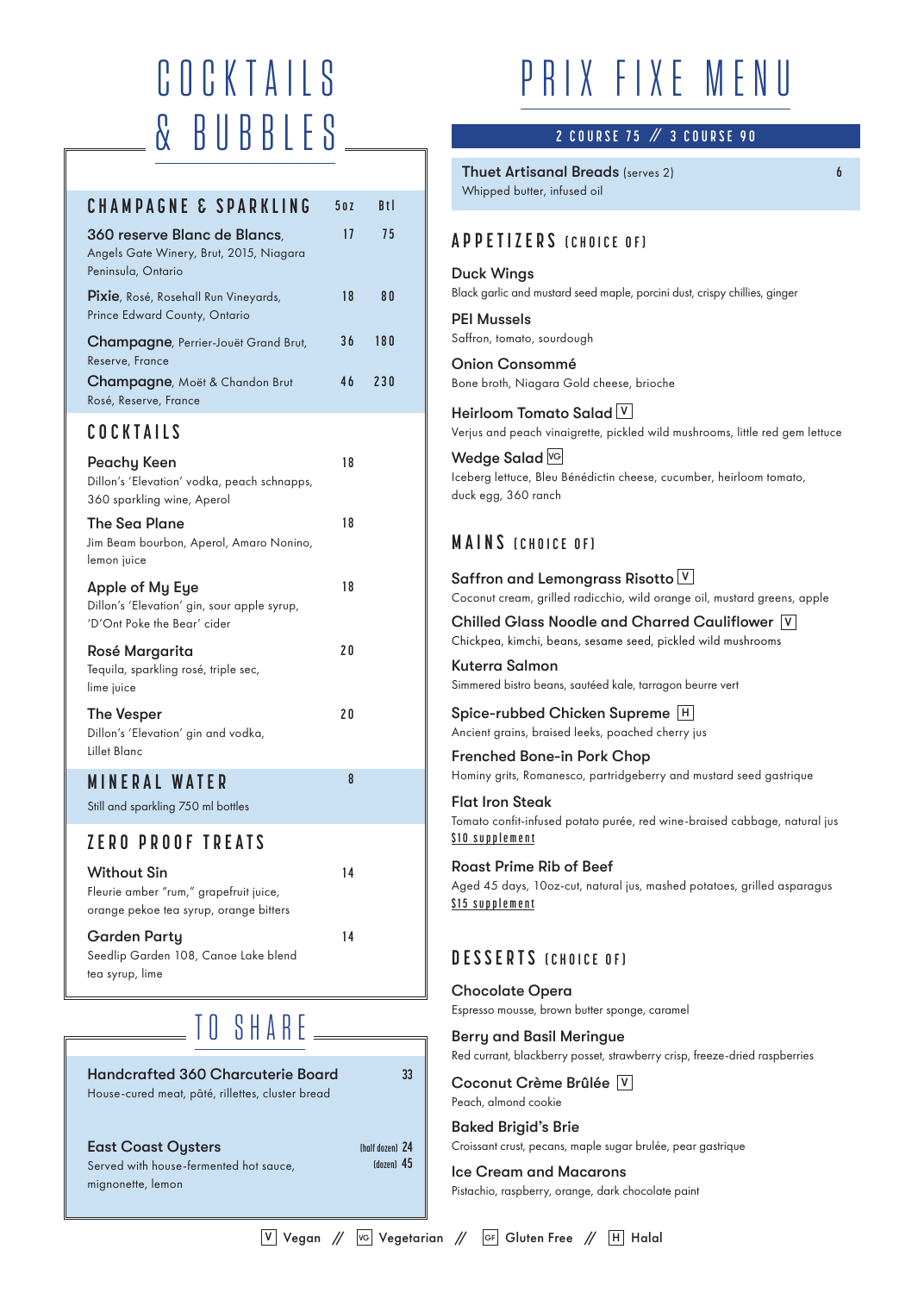# COCKTAILS & BUBBLES

## CHAMPAGNE & SPARKLING

| | 5oz | Btl |
|---|---|---|
| **360 reserve Blanc de Blancs**, Angels Gate Winery, Brut, 2015, Niagara Peninsula, Ontario | 17 | 75 |
| **Pixie**, Rosé, Rosehall Run Vineyards, Prince Edward County, Ontario | 18 | 80 |
| **Champagne**, Perrier-Jouët Grand Brut, Reserve, France | 36 | 180 |
| **Champagne**, Moët & Chandon Brut Rosé, Reserve, France | 46 | 230 |

## COCKTAILS

**Peachy Keen** — 18
Dillon's 'Elevation' vodka, peach schnapps, 360 sparkling wine, Aperol

**The Sea Plane** — 18
Jim Beam bourbon, Aperol, Amaro Nonino, lemon juice

**Apple of My Eye** — 18
Dillon's 'Elevation' gin, sour apple syrup, 'D'Ont Poke the Bear' cider

**Rosé Margarita** — 20
Tequila, sparkling rosé, triple sec, lime juice

**The Vesper** — 20
Dillon's 'Elevation' gin and vodka, Lillet Blanc

## MINERAL WATER — 8

Still and sparkling 750 ml bottles

## ZERO PROOF TREATS

**Without Sin** — 14
Fleurie amber "rum," grapefruit juice, orange pekoe tea syrup, orange bitters

**Garden Party** — 14
Seedlip Garden 108, Canoe Lake blend tea syrup, lime

# TO SHARE

**Handcrafted 360 Charcuterie Board** — 33
House-cured meat, pâté, rillettes, cluster bread

**East Coast Oysters** — (half dozen) 24 / (dozen) 45
Served with house-fermented hot sauce, mignonette, lemon

# PRIX FIXE MENU

**2 COURSE 75 // 3 COURSE 90**

**Thuet Artisanal Breads** (serves 2) — 6
Whipped butter, infused oil

## APPETIZERS (CHOICE OF)

**Duck Wings**
Black garlic and mustard seed maple, porcini dust, crispy chillies, ginger

**PEI Mussels**
Saffron, tomato, sourdough

**Onion Consommé**
Bone broth, Niagara Gold cheese, brioche

**Heirloom Tomato Salad** [V]
Verjus and peach vinaigrette, pickled wild mushrooms, little red gem lettuce

**Wedge Salad** [VG]
Iceberg lettuce, Bleu Bénédictin cheese, cucumber, heirloom tomato, duck egg, 360 ranch

## MAINS (CHOICE OF)

**Saffron and Lemongrass Risotto** [V]
Coconut cream, grilled radicchio, wild orange oil, mustard greens, apple

**Chilled Glass Noodle and Charred Cauliflower** [V]
Chickpea, kimchi, beans, sesame seed, pickled wild mushrooms

**Kuterra Salmon**
Simmered bistro beans, sautéed kale, tarragon beurre vert

**Spice-rubbed Chicken Supreme** [H]
Ancient grains, braised leeks, poached cherry jus

**Frenched Bone-in Pork Chop**
Hominy grits, Romanesco, partridgeberry and mustard seed gastrique

**Flat Iron Steak**
Tomato confit-infused potato purée, red wine-braised cabbage, natural jus
$10 supplement

**Roast Prime Rib of Beef**
Aged 45 days, 10oz-cut, natural jus, mashed potatoes, grilled asparagus
$15 supplement

## DESSERTS (CHOICE OF)

**Chocolate Opera**
Espresso mousse, brown butter sponge, caramel

**Berry and Basil Meringue**
Red currant, blackberry posset, strawberry crisp, freeze-dried raspberries

**Coconut Crème Brûlée** [V]
Peach, almond cookie

**Baked Brigid's Brie**
Croissant crust, pecans, maple sugar brulée, pear gastrique

**Ice Cream and Macarons**
Pistachio, raspberry, orange, dark chocolate paint

[V] Vegan // [VG] Vegetarian // [GF] Gluten Free // [H] Halal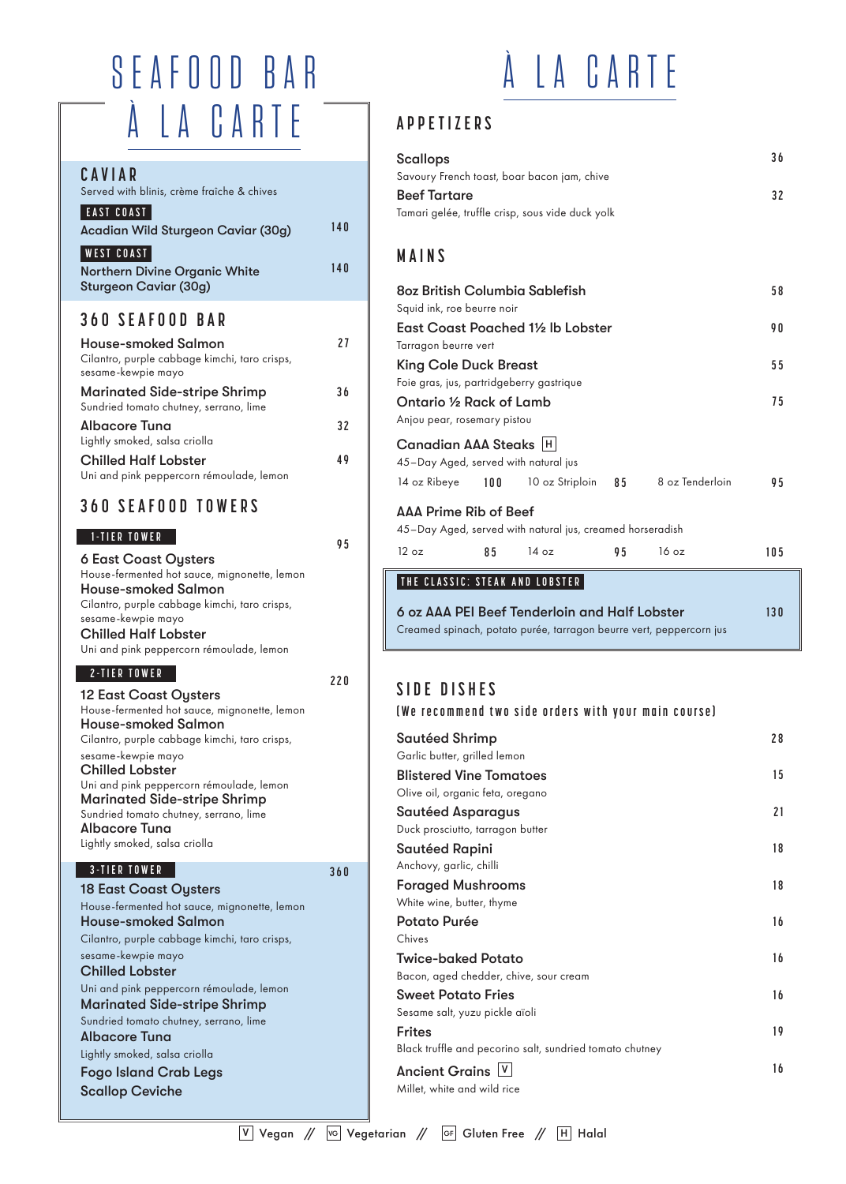# SEAFOOD BAR À LA CARTE

## CAVIAR

Served with blinis, crème fraîche & chives

**EAST COAST**

Acadian Wild Sturgeon Caviar (30g) — 140

**WEST COAST**

Northern Divine Organic White Sturgeon Caviar (30g) — 140

## 360 SEAFOOD BAR

**House-smoked Salmon** — 27
Cilantro, purple cabbage kimchi, taro crisps, sesame-kewpie mayo

**Marinated Side-stripe Shrimp** — 36
Sundried tomato chutney, serrano, lime

**Albacore Tuna** — 32
Lightly smoked, salsa criolla

**Chilled Half Lobster** — 49
Uni and pink peppercorn rémoulade, lemon

## 360 SEAFOOD TOWERS

**1-TIER TOWER** — 95

6 East Coast Oysters
House-fermented hot sauce, mignonette, lemon
House-smoked Salmon
Cilantro, purple cabbage kimchi, taro crisps, sesame-kewpie mayo
Chilled Half Lobster
Uni and pink peppercorn rémoulade, lemon

**2-TIER TOWER** — 220

12 East Coast Oysters
House-fermented hot sauce, mignonette, lemon
House-smoked Salmon
Cilantro, purple cabbage kimchi, taro crisps, sesame-kewpie mayo
Chilled Lobster
Uni and pink peppercorn rémoulade, lemon
Marinated Side-stripe Shrimp
Sundried tomato chutney, serrano, lime
Albacore Tuna
Lightly smoked, salsa criolla

**3-TIER TOWER** — 360

18 East Coast Oysters
House-fermented hot sauce, mignonette, lemon
House-smoked Salmon
Cilantro, purple cabbage kimchi, taro crisps, sesame-kewpie mayo
Chilled Lobster
Uni and pink peppercorn rémoulade, lemon
Marinated Side-stripe Shrimp
Sundried tomato chutney, serrano, lime
Albacore Tuna
Lightly smoked, salsa criolla
Fogo Island Crab Legs
Scallop Ceviche

# À LA CARTE

## APPETIZERS

**Scallops** — 36
Savoury French toast, boar bacon jam, chive

**Beef Tartare** — 32
Tamari gelée, truffle crisp, sous vide duck yolk

## MAINS

**8oz British Columbia Sablefish** — 58
Squid ink, roe beurre noir

**East Coast Poached 1½ lb Lobster** — 90
Tarragon beurre vert

**King Cole Duck Breast** — 55
Foie gras, jus, partridgeberry gastrique

**Ontario ½ Rack of Lamb** — 75
Anjou pear, rosemary pistou

**Canadian AAA Steaks** [H]
45–Day Aged, served with natural jus

14 oz Ribeye — 100 | 10 oz Striploin — 85 | 8 oz Tenderloin — 95

**AAA Prime Rib of Beef**
45–Day Aged, served with natural jus, creamed horseradish

12 oz — 85 | 14 oz — 95 | 16 oz — 105

**THE CLASSIC: STEAK AND LOBSTER**

**6 oz AAA PEI Beef Tenderloin and Half Lobster** — 130
Creamed spinach, potato purée, tarragon beurre vert, peppercorn jus

## SIDE DISHES

(We recommend two side orders with your main course)

**Sautéed Shrimp** — 28
Garlic butter, grilled lemon

**Blistered Vine Tomatoes** — 15
Olive oil, organic feta, oregano

**Sautéed Asparagus** — 21
Duck prosciutto, tarragon butter

**Sautéed Rapini** — 18
Anchovy, garlic, chilli

**Foraged Mushrooms** — 18
White wine, butter, thyme

**Potato Purée** — 16
Chives

**Twice-baked Potato** — 16
Bacon, aged chedder, chive, sour cream

**Sweet Potato Fries** — 16
Sesame salt, yuzu pickle aïoli

**Frites** — 19
Black truffle and pecorino salt, sundried tomato chutney

**Ancient Grains** [V] — 16
Millet, white and wild rice

[V] Vegan // [VG] Vegetarian // [GF] Gluten Free // [H] Halal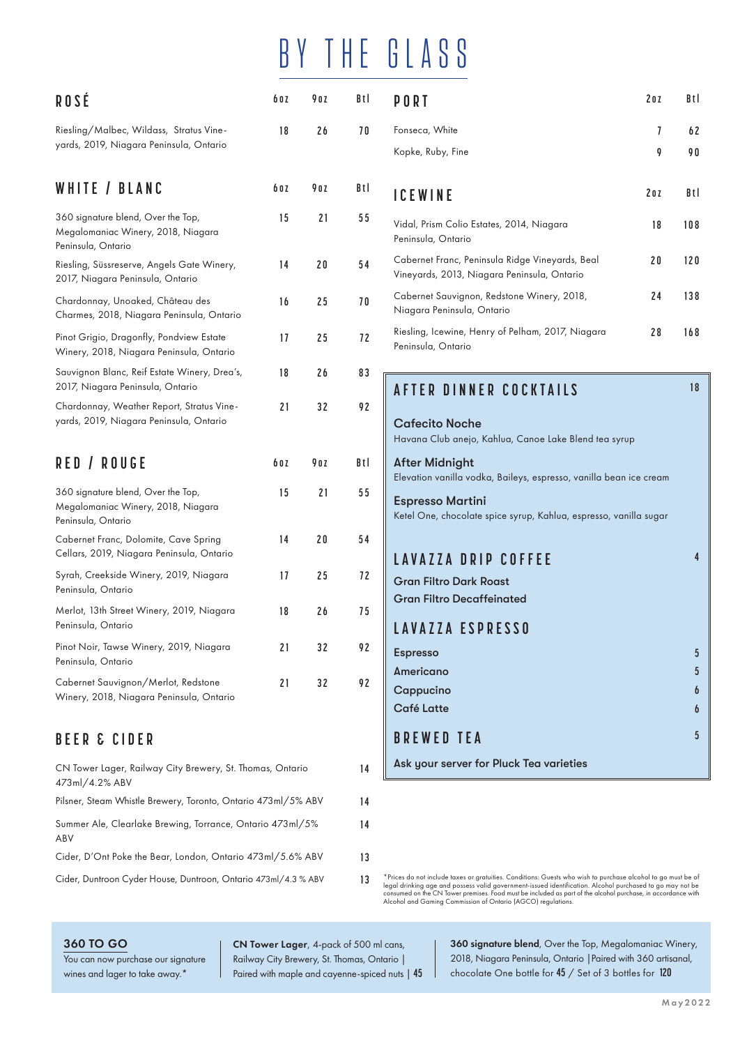# BY THE GLASS

## ROSÉ

| | 6oz | 9oz | Btl |
|---|---|---|---|
| Riesling/Malbec, Wildass, Stratus Vineyards, 2019, Niagara Peninsula, Ontario | 18 | 26 | 70 |

## WHITE / BLANC

| | 6oz | 9oz | Btl |
|---|---|---|---|
| 360 signature blend, Over the Top, Megalomaniac Winery, 2018, Niagara Peninsula, Ontario | 15 | 21 | 55 |
| Riesling, Süssreserve, Angels Gate Winery, 2017, Niagara Peninsula, Ontario | 14 | 20 | 54 |
| Chardonnay, Unoaked, Château des Charmes, 2018, Niagara Peninsula, Ontario | 16 | 25 | 70 |
| Pinot Grigio, Dragonfly, Pondview Estate Winery, 2018, Niagara Peninsula, Ontario | 17 | 25 | 72 |
| Sauvignon Blanc, Reif Estate Winery, Drea's, 2017, Niagara Peninsula, Ontario | 18 | 26 | 83 |
| Chardonnay, Weather Report, Stratus Vineyards, 2019, Niagara Peninsula, Ontario | 21 | 32 | 92 |

## RED / ROUGE

| | 6oz | 9oz | Btl |
|---|---|---|---|
| 360 signature blend, Over the Top, Megalomaniac Winery, 2018, Niagara Peninsula, Ontario | 15 | 21 | 55 |
| Cabernet Franc, Dolomite, Cave Spring Cellars, 2019, Niagara Peninsula, Ontario | 14 | 20 | 54 |
| Syrah, Creekside Winery, 2019, Niagara Peninsula, Ontario | 17 | 25 | 72 |
| Merlot, 13th Street Winery, 2019, Niagara Peninsula, Ontario | 18 | 26 | 75 |
| Pinot Noir, Tawse Winery, 2019, Niagara Peninsula, Ontario | 21 | 32 | 92 |
| Cabernet Sauvignon/Merlot, Redstone Winery, 2018, Niagara Peninsula, Ontario | 21 | 32 | 92 |

## BEER & CIDER

| | |
|---|---|
| CN Tower Lager, Railway City Brewery, St. Thomas, Ontario 473ml/4.2% ABV | 14 |
| Pilsner, Steam Whistle Brewery, Toronto, Ontario 473ml/5% ABV | 14 |
| Summer Ale, Clearlake Brewing, Torrance, Ontario 473ml/5% ABV | 14 |
| Cider, D'Ont Poke the Bear, London, Ontario 473ml/5.6% ABV | 13 |
| Cider, Duntroon Cyder House, Duntroon, Ontario 473ml/4.3 % ABV | 13 |

## PORT

| | 2oz | Btl |
|---|---|---|
| Fonseca, White | 7 | 62 |
| Kopke, Ruby, Fine | 9 | 90 |

## ICEWINE

| | 2oz | Btl |
|---|---|---|
| Vidal, Prism Colio Estates, 2014, Niagara Peninsula, Ontario | 18 | 108 |
| Cabernet Franc, Peninsula Ridge Vineyards, Beal Vineyards, 2013, Niagara Peninsula, Ontario | 20 | 120 |
| Cabernet Sauvignon, Redstone Winery, 2018, Niagara Peninsula, Ontario | 24 | 138 |
| Riesling, Icewine, Henry of Pelham, 2017, Niagara Peninsula, Ontario | 28 | 168 |

## AFTER DINNER COCKTAILS 18

**Cafecito Noche**
Havana Club anejo, Kahlua, Canoe Lake Blend tea syrup

**After Midnight**
Elevation vanilla vodka, Baileys, espresso, vanilla bean ice cream

**Espresso Martini**
Ketel One, chocolate spice syrup, Kahlua, espresso, vanilla sugar

## LAVAZZA DRIP COFFEE 4

**Gran Filtro Dark Roast**
**Gran Filtro Decaffeinated**

## LAVAZZA ESPRESSO

| | |
|---|---|
| Espresso | 5 |
| Americano | 5 |
| Cappucino | 6 |
| Café Latte | 6 |

## BREWED TEA 5

**Ask your server for Pluck Tea varieties**

*Prices do not include taxes or gratuities. Conditions: Guests who wish to purchase alcohol to go must be of legal drinking age and possess valid government-issued identification. Alcohol purchased to go may not be consumed on the CN Tower premises. Food must be included as part of the alcohol purchase, in accordance with Alcohol and Gaming Commission of Ontario (AGCO) regulations.

## 360 TO GO

You can now purchase our signature wines and lager to take away.*

**CN Tower Lager**, 4-pack of 500 ml cans, Railway City Brewery, St. Thomas, Ontario | Paired with maple and cayenne-spiced nuts | 45

**360 signature blend**, Over the Top, Megalomaniac Winery, 2018, Niagara Peninsula, Ontario | Paired with 360 artisanal, chocolate One bottle for 45 / Set of 3 bottles for 120

May2022